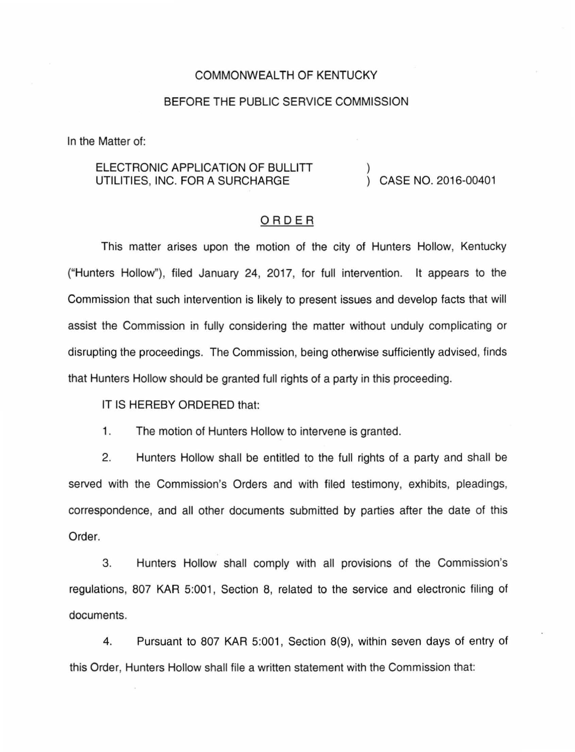COMMONWEALTH OF KENTUCKY

BEFORE THE PUBLIC SERVICE COMMISSION

In the Matter of:

ELECTRONIC APPLICATION OF BULLITT UTILITIES, INC. FOR A SURCHARGE ) CASE NO. 2016-00401

## ORDER

This matter arises upon the motion of the city of Hunters Hollow, Kentucky ("Hunters Hollow"), filed January 24, 2017, for full intervention. It appears to the Commission that such intervention is likely to present issues and develop facts that will assist the Commission in fully considering the matter without unduly complicating or disrupting the proceedings. The Commission, being otherwise sufficiently advised, finds that Hunters Hollow should be granted full rights of a party in this proceeding.

IT IS HEREBY ORDERED that:

1. The motion of Hunters Hollow to intervene is granted.

2. Hunters Hollow shall be entitled to the full rights of a party and shall be served with the Commission's Orders and with filed testimony, exhibits, pleadings, correspondence, and all other documents submitted by parties after the date of this Order.

3. Hunters Hollow shall comply with all provisions of the Commission's regulations, 807 KAR 5:001, Section 8, related to the service and electronic filing of documents.

4. Pursuant to 807 KAR 5:001, Section 8(9), within seven days of entry of this Order, Hunters Hollow shall file a written statement with the Commission that: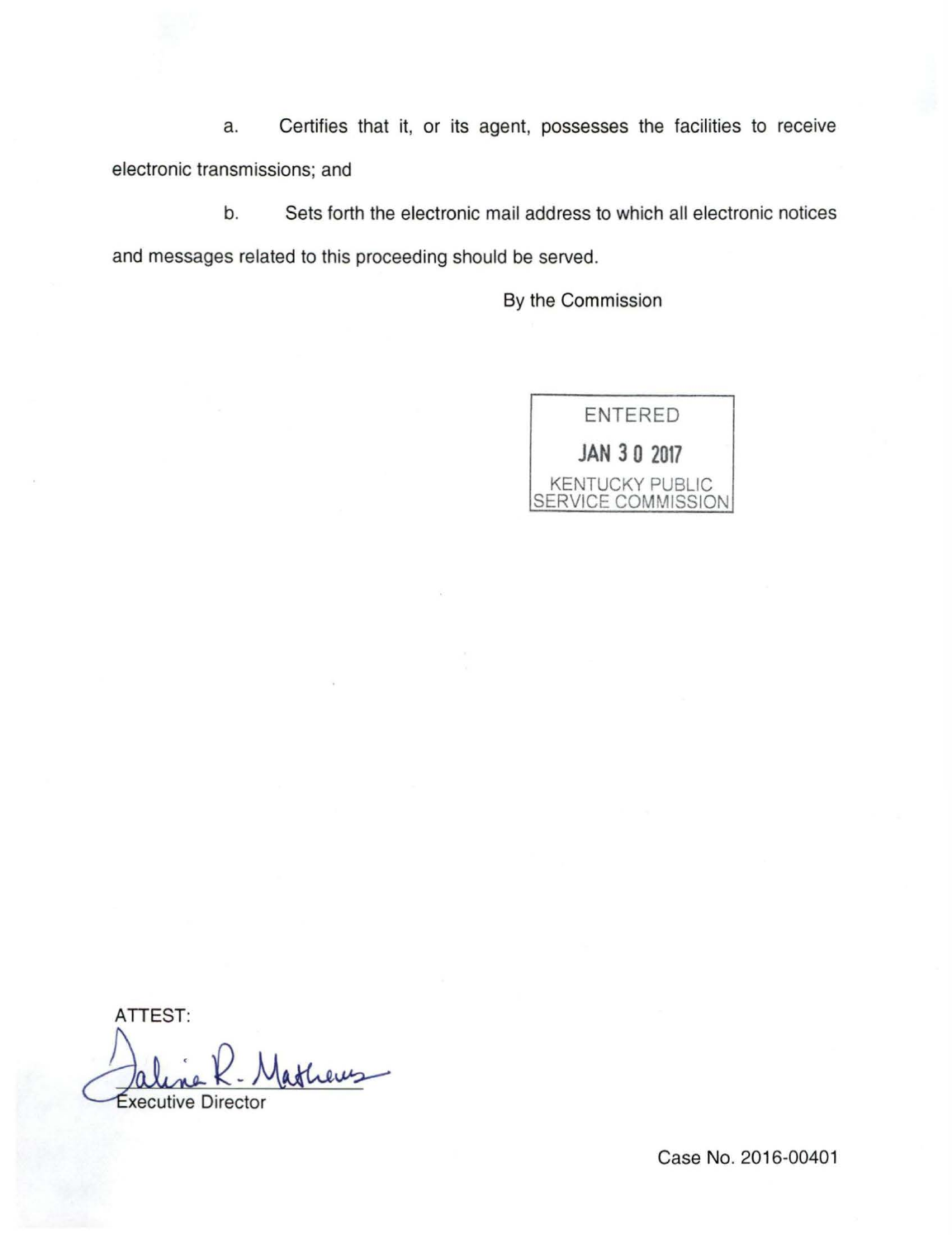a. Certifies that it, or its agent, possesses the facilities to receive electronic transmissions; and

b. Sets forth the electronic mail address to which all electronic notices and messages related to this proceeding should be served.

By the Commission

ENTERED

JAN 30 2017

KENTUCKY PUBLIC SERVICE COMMISSION

ATTEST:

Talina R. Mathews

Executive Director

Case No. 2016-00401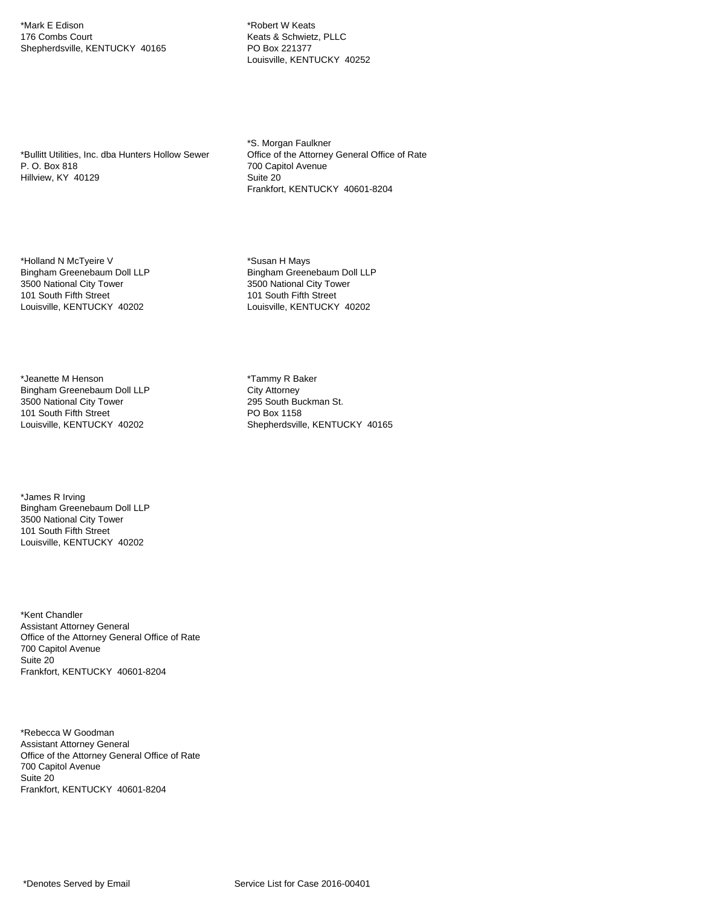*Mark E Edison
176 Combs Court
Shepherdsville, KENTUCKY  40165

*Robert W Keats
Keats & Schwietz, PLLC
PO Box 221377
Louisville, KENTUCKY  40252

*Bullitt Utilities, Inc. dba Hunters Hollow Sewer
P. O. Box 818
Hillview, KY  40129

*S. Morgan Faulkner
Office of the Attorney General Office of Rate
700 Capitol Avenue
Suite 20
Frankfort, KENTUCKY  40601-8204

*Holland N McTyeire V
Bingham Greenebaum Doll LLP
3500 National City Tower
101 South Fifth Street
Louisville, KENTUCKY  40202

*Susan H Mays
Bingham Greenebaum Doll LLP
3500 National City Tower
101 South Fifth Street
Louisville, KENTUCKY  40202

*Jeanette M Henson
Bingham Greenebaum Doll LLP
3500 National City Tower
101 South Fifth Street
Louisville, KENTUCKY  40202

*Tammy R Baker
City Attorney
295 South Buckman St.
PO Box 1158
Shepherdsville, KENTUCKY  40165

*James R Irving
Bingham Greenebaum Doll LLP
3500 National City Tower
101 South Fifth Street
Louisville, KENTUCKY  40202

*Kent Chandler
Assistant Attorney General
Office of the Attorney General Office of Rate
700 Capitol Avenue
Suite 20
Frankfort, KENTUCKY  40601-8204

*Rebecca W Goodman
Assistant Attorney General
Office of the Attorney General Office of Rate
700 Capitol Avenue
Suite 20
Frankfort, KENTUCKY  40601-8204

*Denotes Served by Email

Service List for Case 2016-00401